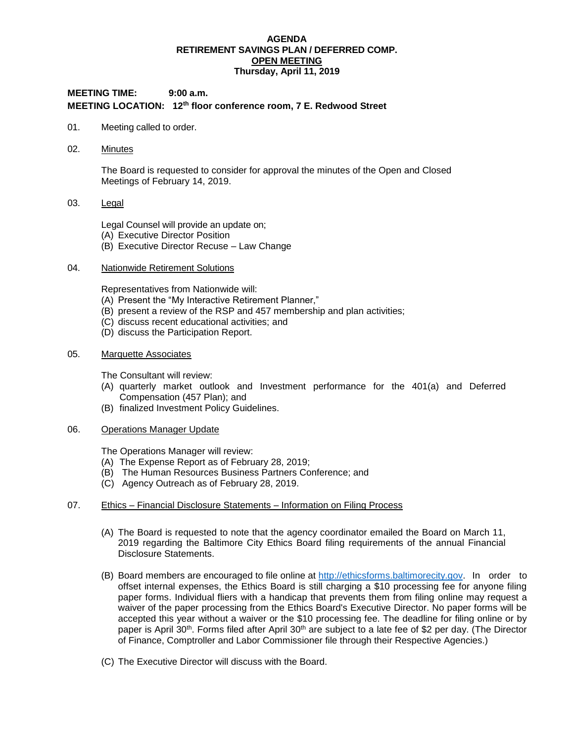**AGENDA**
**RETIREMENT SAVINGS PLAN / DEFERRED COMP.**
**OPEN MEETING**
**Thursday, April 11, 2019**

**MEETING TIME: 9:00 a.m.**
**MEETING LOCATION: 12th floor conference room, 7 E. Redwood Street**

01. Meeting called to order.

02. Minutes

    The Board is requested to consider for approval the minutes of the Open and Closed Meetings of February 14, 2019.

03. Legal

    Legal Counsel will provide an update on;
    (A) Executive Director Position
    (B) Executive Director Recuse – Law Change

04. Nationwide Retirement Solutions

    Representatives from Nationwide will:
    (A) Present the "My Interactive Retirement Planner,"
    (B) present a review of the RSP and 457 membership and plan activities;
    (C) discuss recent educational activities; and
    (D) discuss the Participation Report.

05. Marquette Associates

    The Consultant will review:
    (A) quarterly market outlook and Investment performance for the 401(a) and Deferred Compensation (457 Plan); and
    (B) finalized Investment Policy Guidelines.

06. Operations Manager Update

    The Operations Manager will review:
    (A) The Expense Report as of February 28, 2019;
    (B) The Human Resources Business Partners Conference; and
    (C) Agency Outreach as of February 28, 2019.

07. Ethics – Financial Disclosure Statements – Information on Filing Process

    (A) The Board is requested to note that the agency coordinator emailed the Board on March 11, 2019 regarding the Baltimore City Ethics Board filing requirements of the annual Financial Disclosure Statements.

    (B) Board members are encouraged to file online at http://ethicsforms.baltimorecity.gov. In order to offset internal expenses, the Ethics Board is still charging a $10 processing fee for anyone filing paper forms. Individual fliers with a handicap that prevents them from filing online may request a waiver of the paper processing from the Ethics Board's Executive Director. No paper forms will be accepted this year without a waiver or the $10 processing fee. The deadline for filing online or by paper is April 30th. Forms filed after April 30th are subject to a late fee of $2 per day. (The Director of Finance, Comptroller and Labor Commissioner file through their Respective Agencies.)

    (C) The Executive Director will discuss with the Board.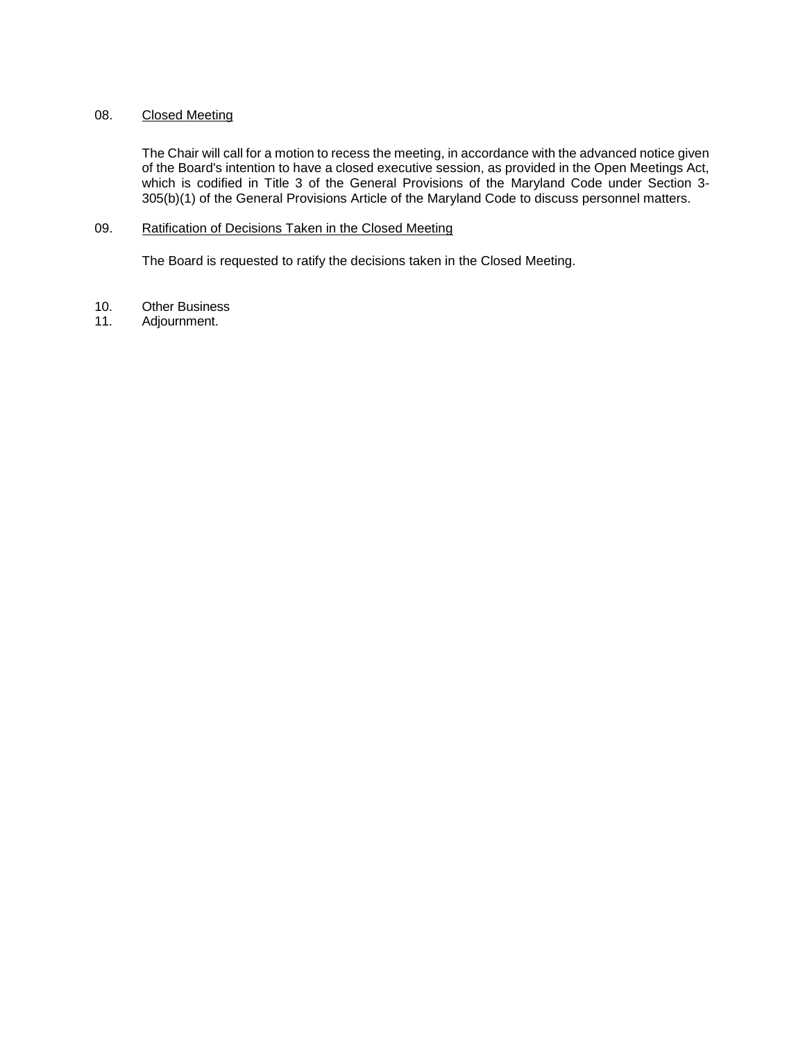08. Closed Meeting

The Chair will call for a motion to recess the meeting, in accordance with the advanced notice given of the Board's intention to have a closed executive session, as provided in the Open Meetings Act, which is codified in Title 3 of the General Provisions of the Maryland Code under Section 3-305(b)(1) of the General Provisions Article of the Maryland Code to discuss personnel matters.

09. Ratification of Decisions Taken in the Closed Meeting

The Board is requested to ratify the decisions taken in the Closed Meeting.

10. Other Business

11. Adjournment.